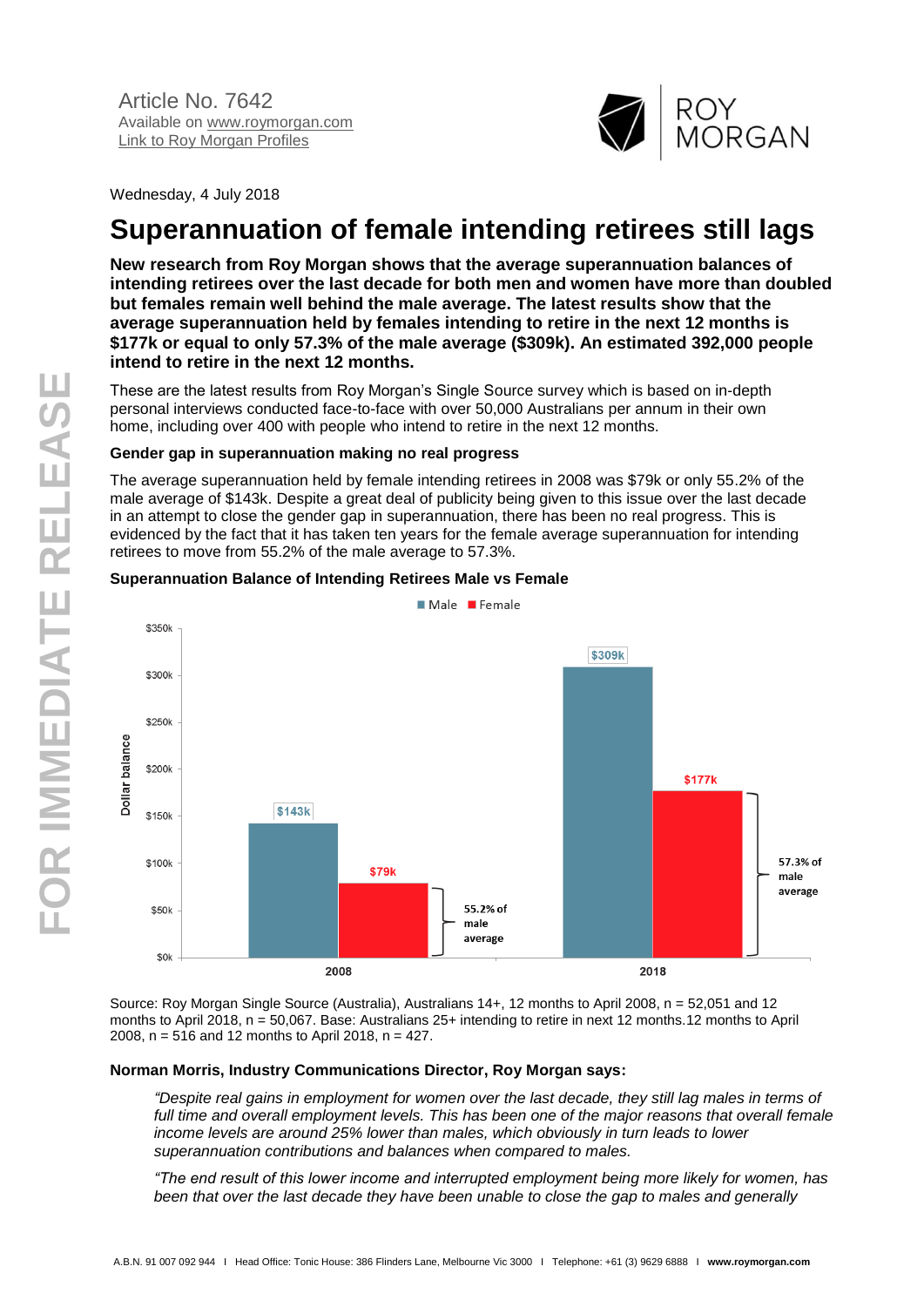Article No. 7642
Available on www.roymorgan.com
Link to Roy Morgan Profiles

Wednesday, 4 July 2018

# Superannuation of female intending retirees still lags

**New research from Roy Morgan shows that the average superannuation balances of intending retirees over the last decade for both men and women have more than doubled but females remain well behind the male average. The latest results show that the average superannuation held by females intending to retire in the next 12 months is $177k or equal to only 57.3% of the male average ($309k). An estimated 392,000 people intend to retire in the next 12 months.**

These are the latest results from Roy Morgan's Single Source survey which is based on in-depth personal interviews conducted face-to-face with over 50,000 Australians per annum in their own home, including over 400 with people who intend to retire in the next 12 months.

### Gender gap in superannuation making no real progress

The average superannuation held by female intending retirees in 2008 was $79k or only 55.2% of the male average of $143k. Despite a great deal of publicity being given to this issue over the last decade in an attempt to close the gender gap in superannuation, there has been no real progress. This is evidenced by the fact that it has taken ten years for the female average superannuation for intending retirees to move from 55.2% of the male average to 57.3%.

### Superannuation Balance of Intending Retirees Male vs Female

| Year | Male | Female | Female as % of male average |
|---|---|---|---|
| 2008 | $143k | $79k | 55.2% of male average |
| 2018 | $309k | $177k | 57.3% of male average |

Source: Roy Morgan Single Source (Australia), Australians 14+, 12 months to April 2008, n = 52,051 and 12 months to April 2018, n = 50,067. Base: Australians 25+ intending to retire in next 12 months.12 months to April 2008, n = 516 and 12 months to April 2018, n = 427.

### Norman Morris, Industry Communications Director, Roy Morgan says:

*"Despite real gains in employment for women over the last decade, they still lag males in terms of full time and overall employment levels. This has been one of the major reasons that overall female income levels are around 25% lower than males, which obviously in turn leads to lower superannuation contributions and balances when compared to males.*

*"The end result of this lower income and interrupted employment being more likely for women, has been that over the last decade they have been unable to close the gap to males and generally*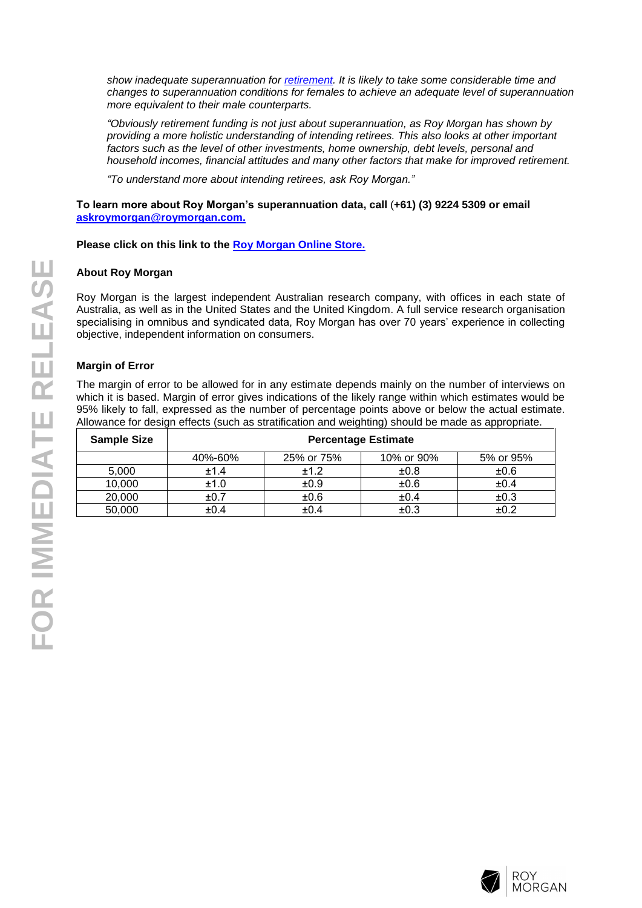*show inadequate superannuation for [retirement](). It is likely to take some considerable time and changes to superannuation conditions for females to achieve an adequate level of superannuation more equivalent to their male counterparts.*

*"Obviously retirement funding is not just about superannuation, as Roy Morgan has shown by providing a more holistic understanding of intending retirees. This also looks at other important factors such as the level of other investments, home ownership, debt levels, personal and household incomes, financial attitudes and many other factors that make for improved retirement.*

*"To understand more about intending retirees, ask Roy Morgan."*

**To learn more about Roy Morgan's superannuation data, call (+61) (3) 9224 5309 or email askroymorgan@roymorgan.com.**

**Please click on this link to the Roy Morgan Online Store.**

### About Roy Morgan

Roy Morgan is the largest independent Australian research company, with offices in each state of Australia, as well as in the United States and the United Kingdom. A full service research organisation specialising in omnibus and syndicated data, Roy Morgan has over 70 years' experience in collecting objective, independent information on consumers.

### Margin of Error

The margin of error to be allowed for in any estimate depends mainly on the number of interviews on which it is based. Margin of error gives indications of the likely range within which estimates would be 95% likely to fall, expressed as the number of percentage points above or below the actual estimate. Allowance for design effects (such as stratification and weighting) should be made as appropriate.

| Sample Size | Percentage Estimate | | | |
|---|---|---|---|---|
| | 40%-60% | 25% or 75% | 10% or 90% | 5% or 95% |
| 5,000 | ±1.4 | ±1.2 | ±0.8 | ±0.6 |
| 10,000 | ±1.0 | ±0.9 | ±0.6 | ±0.4 |
| 20,000 | ±0.7 | ±0.6 | ±0.4 | ±0.3 |
| 50,000 | ±0.4 | ±0.4 | ±0.3 | ±0.2 |